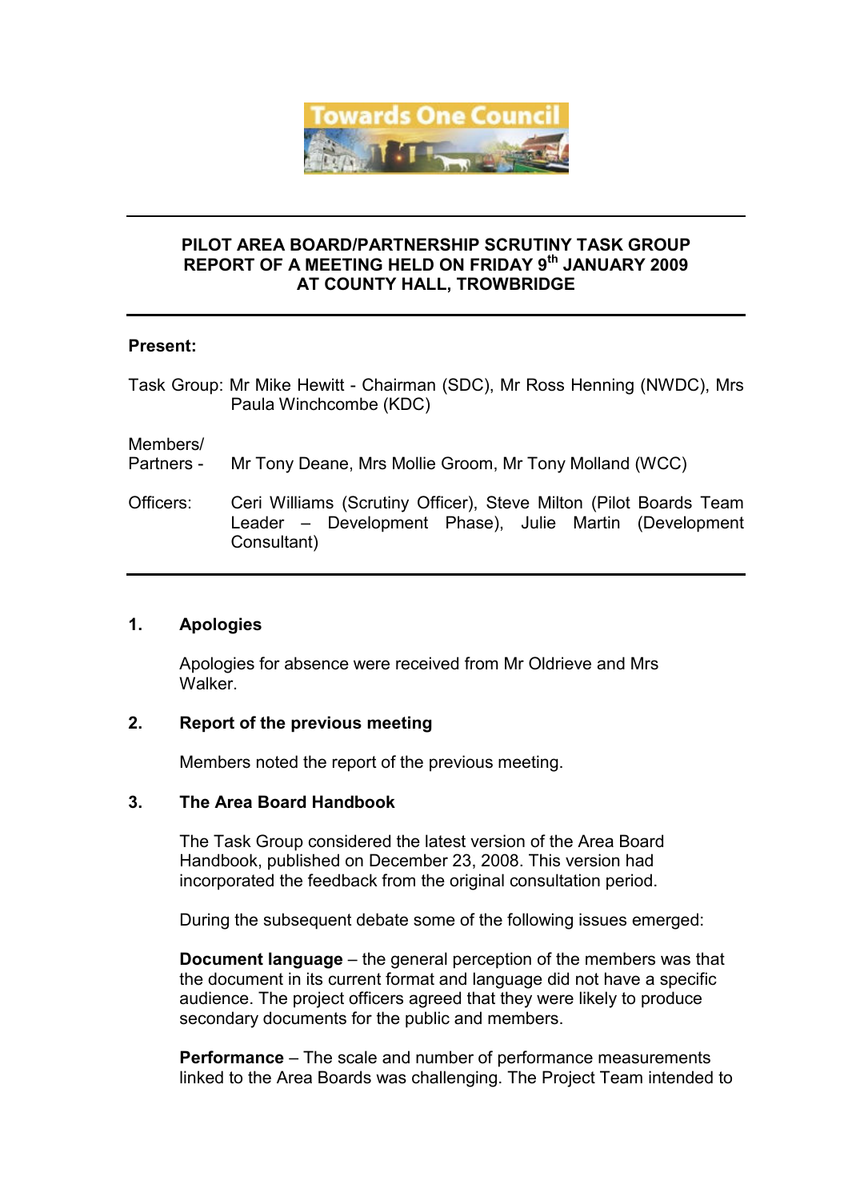Towards One Council

---

**PILOT AREA BOARD/PARTNERSHIP SCRUTINY TASK GROUP**
**REPORT OF A MEETING HELD ON FRIDAY 9th JANUARY 2009**
**AT COUNTY HALL, TROWBRIDGE**

---

**Present:**

Task Group: Mr Mike Hewitt - Chairman (SDC), Mr Ross Henning (NWDC), Mrs Paula Winchcombe (KDC)

Members/ Partners - Mr Tony Deane, Mrs Mollie Groom, Mr Tony Molland (WCC)

Officers: Ceri Williams (Scrutiny Officer), Steve Milton (Pilot Boards Team Leader – Development Phase), Julie Martin (Development Consultant)

---

## 1. Apologies

Apologies for absence were received from Mr Oldrieve and Mrs Walker.

## 2. Report of the previous meeting

Members noted the report of the previous meeting.

## 3. The Area Board Handbook

The Task Group considered the latest version of the Area Board Handbook, published on December 23, 2008. This version had incorporated the feedback from the original consultation period.

During the subsequent debate some of the following issues emerged:

**Document language** – the general perception of the members was that the document in its current format and language did not have a specific audience. The project officers agreed that they were likely to produce secondary documents for the public and members.

**Performance** – The scale and number of performance measurements linked to the Area Boards was challenging. The Project Team intended to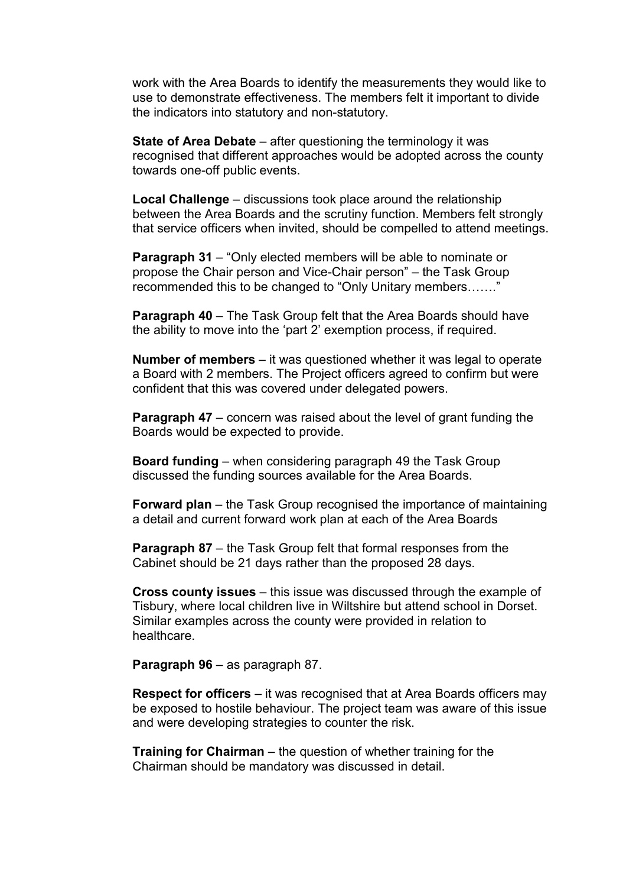work with the Area Boards to identify the measurements they would like to use to demonstrate effectiveness. The members felt it important to divide the indicators into statutory and non-statutory.

**State of Area Debate** – after questioning the terminology it was recognised that different approaches would be adopted across the county towards one-off public events.

**Local Challenge** – discussions took place around the relationship between the Area Boards and the scrutiny function. Members felt strongly that service officers when invited, should be compelled to attend meetings.

**Paragraph 31** – "Only elected members will be able to nominate or propose the Chair person and Vice-Chair person" – the Task Group recommended this to be changed to "Only Unitary members……."

**Paragraph 40** – The Task Group felt that the Area Boards should have the ability to move into the 'part 2' exemption process, if required.

**Number of members** – it was questioned whether it was legal to operate a Board with 2 members. The Project officers agreed to confirm but were confident that this was covered under delegated powers.

**Paragraph 47** – concern was raised about the level of grant funding the Boards would be expected to provide.

**Board funding** – when considering paragraph 49 the Task Group discussed the funding sources available for the Area Boards.

**Forward plan** – the Task Group recognised the importance of maintaining a detail and current forward work plan at each of the Area Boards

**Paragraph 87** – the Task Group felt that formal responses from the Cabinet should be 21 days rather than the proposed 28 days.

**Cross county issues** – this issue was discussed through the example of Tisbury, where local children live in Wiltshire but attend school in Dorset. Similar examples across the county were provided in relation to healthcare.

**Paragraph 96** – as paragraph 87.

**Respect for officers** – it was recognised that at Area Boards officers may be exposed to hostile behaviour. The project team was aware of this issue and were developing strategies to counter the risk.

**Training for Chairman** – the question of whether training for the Chairman should be mandatory was discussed in detail.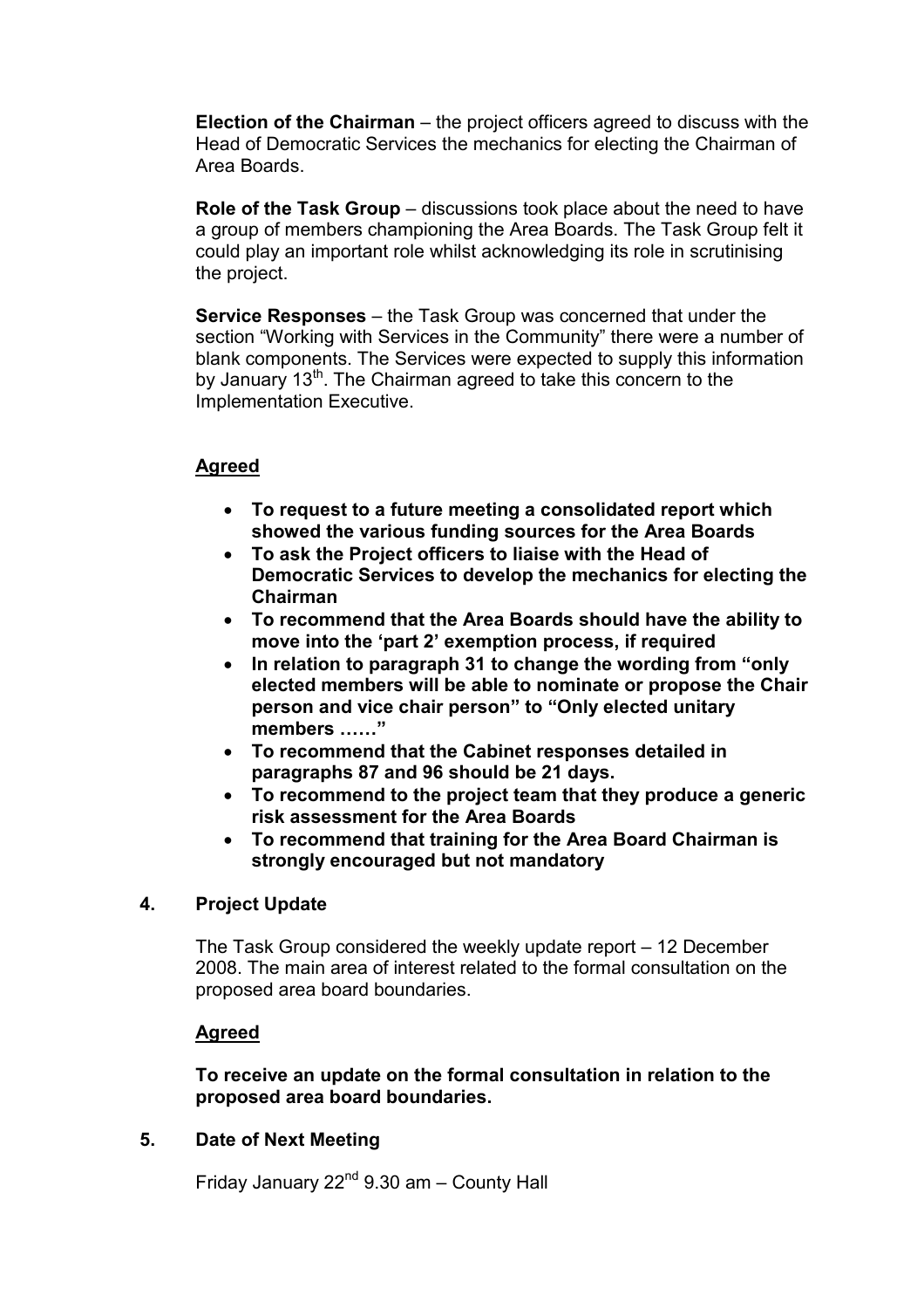**Election of the Chairman** – the project officers agreed to discuss with the Head of Democratic Services the mechanics for electing the Chairman of Area Boards.

**Role of the Task Group** – discussions took place about the need to have a group of members championing the Area Boards. The Task Group felt it could play an important role whilst acknowledging its role in scrutinising the project.

**Service Responses** – the Task Group was concerned that under the section "Working with Services in the Community" there were a number of blank components. The Services were expected to supply this information by January 13th. The Chairman agreed to take this concern to the Implementation Executive.

**Agreed**

- **To request to a future meeting a consolidated report which showed the various funding sources for the Area Boards**
- **To ask the Project officers to liaise with the Head of Democratic Services to develop the mechanics for electing the Chairman**
- **To recommend that the Area Boards should have the ability to move into the 'part 2' exemption process, if required**
- **In relation to paragraph 31 to change the wording from "only elected members will be able to nominate or propose the Chair person and vice chair person" to "Only elected unitary members ……"**
- **To recommend that the Cabinet responses detailed in paragraphs 87 and 96 should be 21 days.**
- **To recommend to the project team that they produce a generic risk assessment for the Area Boards**
- **To recommend that training for the Area Board Chairman is strongly encouraged but not mandatory**

## 4. Project Update

The Task Group considered the weekly update report – 12 December 2008. The main area of interest related to the formal consultation on the proposed area board boundaries.

**Agreed**

**To receive an update on the formal consultation in relation to the proposed area board boundaries.**

## 5. Date of Next Meeting

Friday January 22nd 9.30 am – County Hall